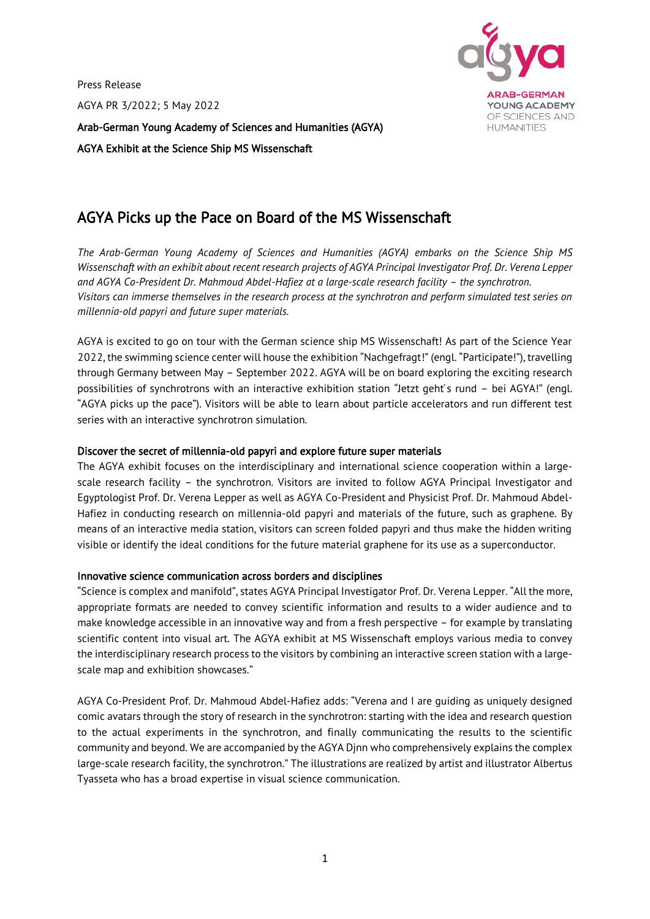Press Release

AGYA PR 3/2022; 5 May 2022

**Arab-German Young Academy of Sciences and Humanities (AGYA)**

**AGYA Exhibit at the Science Ship MS Wissenschaft**

# AGYA Picks up the Pace on Board of the MS Wissenschaft

*The Arab-German Young Academy of Sciences and Humanities (AGYA) embarks on the Science Ship MS Wissenschaft with an exhibit about recent research projects of AGYA Principal Investigator Prof. Dr. Verena Lepper and AGYA Co-President Dr. Mahmoud Abdel-Hafiez at a large-scale research facility – the synchrotron. Visitors can immerse themselves in the research process at the synchrotron and perform simulated test series on millennia-old papyri and future super materials.*

AGYA is excited to go on tour with the German science ship MS Wissenschaft! As part of the Science Year 2022, the swimming science center will house the exhibition "Nachgefragt!" (engl. "Participate!"), travelling through Germany between May – September 2022. AGYA will be on board exploring the exciting research possibilities of synchrotrons with an interactive exhibition station "Jetzt geht´s rund – bei AGYA!" (engl. "AGYA picks up the pace"). Visitors will be able to learn about particle accelerators and run different test series with an interactive synchrotron simulation.

### Discover the secret of millennia-old papyri and explore future super materials

The AGYA exhibit focuses on the interdisciplinary and international science cooperation within a large-scale research facility – the synchrotron. Visitors are invited to follow AGYA Principal Investigator and Egyptologist Prof. Dr. Verena Lepper as well as AGYA Co-President and Physicist Prof. Dr. Mahmoud Abdel-Hafiez in conducting research on millennia-old papyri and materials of the future, such as graphene. By means of an interactive media station, visitors can screen folded papyri and thus make the hidden writing visible or identify the ideal conditions for the future material graphene for its use as a superconductor.

### Innovative science communication across borders and disciplines

"Science is complex and manifold", states AGYA Principal Investigator Prof. Dr. Verena Lepper. "All the more, appropriate formats are needed to convey scientific information and results to a wider audience and to make knowledge accessible in an innovative way and from a fresh perspective – for example by translating scientific content into visual art. The AGYA exhibit at MS Wissenschaft employs various media to convey the interdisciplinary research process to the visitors by combining an interactive screen station with a large-scale map and exhibition showcases."

AGYA Co-President Prof. Dr. Mahmoud Abdel-Hafiez adds: "Verena and I are guiding as uniquely designed comic avatars through the story of research in the synchrotron: starting with the idea and research question to the actual experiments in the synchrotron, and finally communicating the results to the scientific community and beyond. We are accompanied by the AGYA Djnn who comprehensively explains the complex large-scale research facility, the synchrotron." The illustrations are realized by artist and illustrator Albertus Tyasseta who has a broad expertise in visual science communication.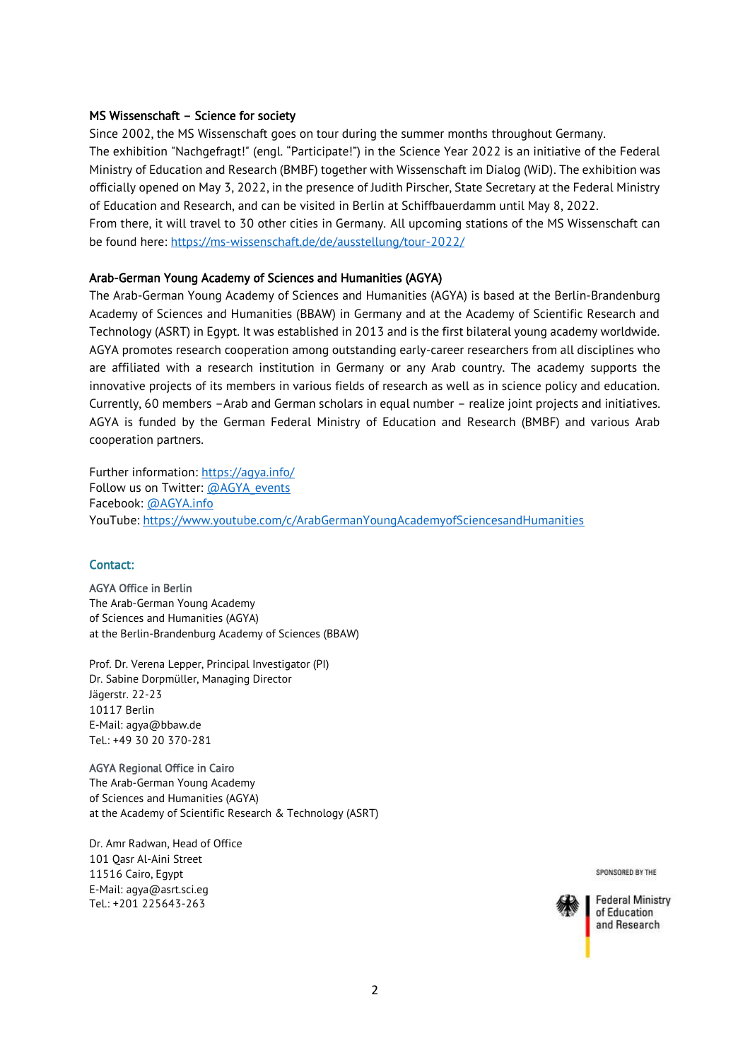### MS Wissenschaft – Science for society

Since 2002, the MS Wissenschaft goes on tour during the summer months throughout Germany. The exhibition "Nachgefragt!" (engl. "Participate!") in the Science Year 2022 is an initiative of the Federal Ministry of Education and Research (BMBF) together with Wissenschaft im Dialog (WiD). The exhibition was officially opened on May 3, 2022, in the presence of Judith Pirscher, State Secretary at the Federal Ministry of Education and Research, and can be visited in Berlin at Schiffbauerdamm until May 8, 2022. From there, it will travel to 30 other cities in Germany. All upcoming stations of the MS Wissenschaft can be found here: https://ms-wissenschaft.de/de/ausstellung/tour-2022/

### Arab-German Young Academy of Sciences and Humanities (AGYA)

The Arab-German Young Academy of Sciences and Humanities (AGYA) is based at the Berlin-Brandenburg Academy of Sciences and Humanities (BBAW) in Germany and at the Academy of Scientific Research and Technology (ASRT) in Egypt. It was established in 2013 and is the first bilateral young academy worldwide. AGYA promotes research cooperation among outstanding early-career researchers from all disciplines who are affiliated with a research institution in Germany or any Arab country. The academy supports the innovative projects of its members in various fields of research as well as in science policy and education. Currently, 60 members –Arab and German scholars in equal number – realize joint projects and initiatives. AGYA is funded by the German Federal Ministry of Education and Research (BMBF) and various Arab cooperation partners.

Further information: https://agya.info/
Follow us on Twitter: @AGYA_events
Facebook: @AGYA.info
YouTube: https://www.youtube.com/c/ArabGermanYoungAcademyofSciencesandHumanities

### Contact:

**AGYA Office in Berlin**
The Arab-German Young Academy
of Sciences and Humanities (AGYA)
at the Berlin-Brandenburg Academy of Sciences (BBAW)

Prof. Dr. Verena Lepper, Principal Investigator (PI)
Dr. Sabine Dorpmüller, Managing Director
Jägerstr. 22-23
10117 Berlin
E-Mail: agya@bbaw.de
Tel.: +49 30 20 370-281

**AGYA Regional Office in Cairo**
The Arab-German Young Academy
of Sciences and Humanities (AGYA)
at the Academy of Scientific Research & Technology (ASRT)

Dr. Amr Radwan, Head of Office
101 Qasr Al-Aini Street
11516 Cairo, Egypt
E-Mail: agya@asrt.sci.eg
Tel.: +201 225643-263

SPONSORED BY THE

Federal Ministry
of Education
and Research